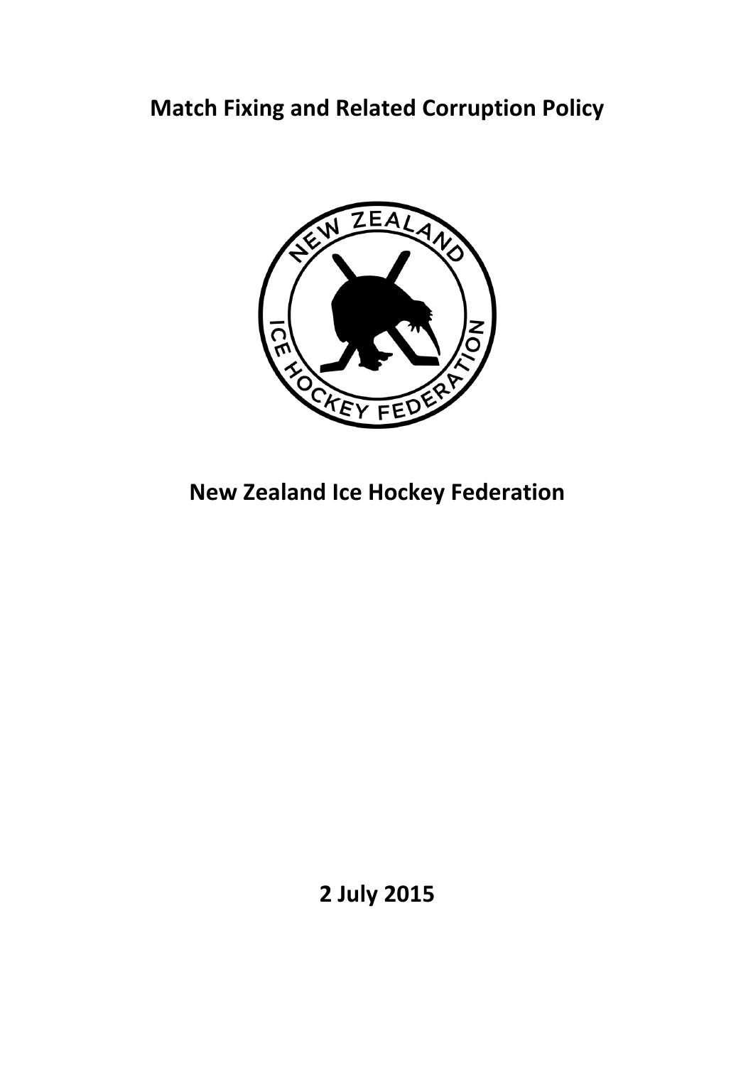# Match Fixing and Related Corruption Policy

# New Zealand Ice Hockey Federation

**2 July 2015**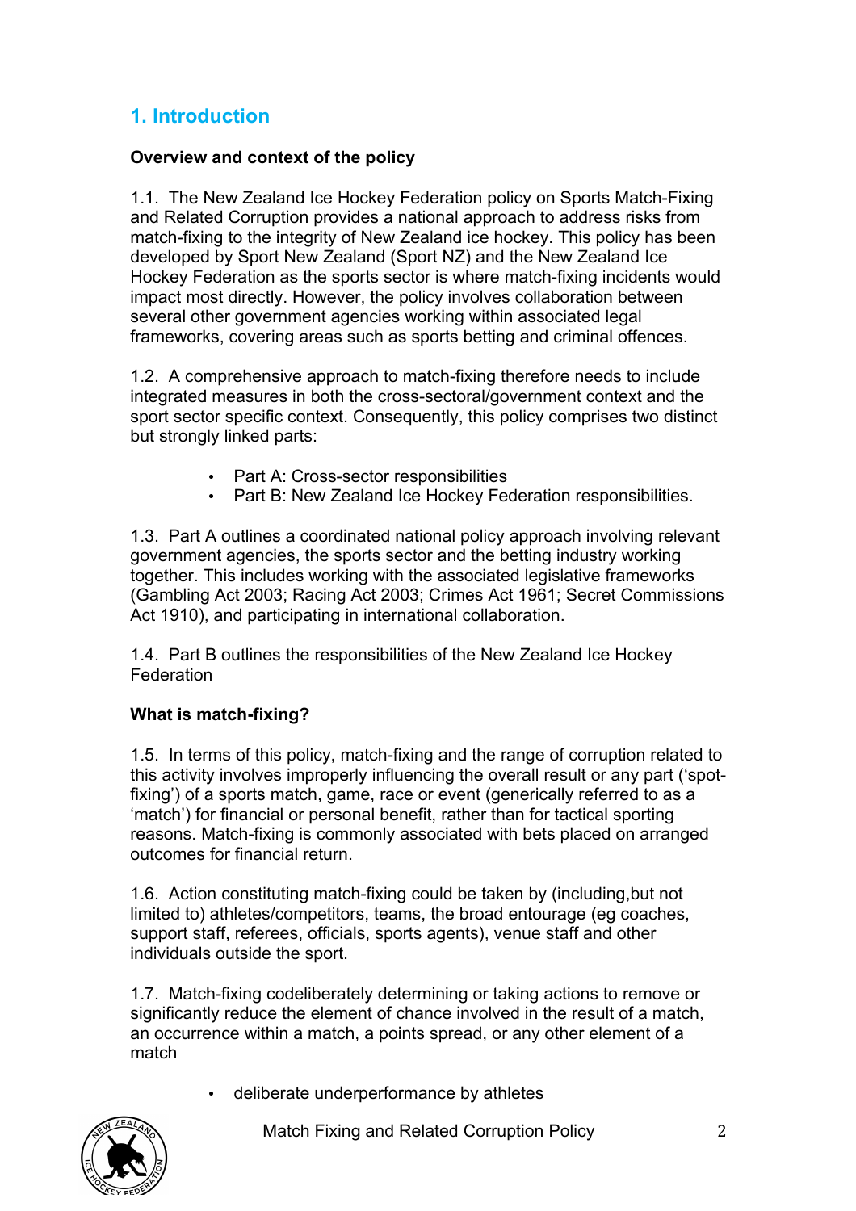## 1. Introduction

**Overview and context of the policy**

1.1. The New Zealand Ice Hockey Federation policy on Sports Match-Fixing and Related Corruption provides a national approach to address risks from match-fixing to the integrity of New Zealand ice hockey. This policy has been developed by Sport New Zealand (Sport NZ) and the New Zealand Ice Hockey Federation as the sports sector is where match-fixing incidents would impact most directly. However, the policy involves collaboration between several other government agencies working within associated legal frameworks, covering areas such as sports betting and criminal offences.

1.2. A comprehensive approach to match-fixing therefore needs to include integrated measures in both the cross-sectoral/government context and the sport sector specific context. Consequently, this policy comprises two distinct but strongly linked parts:

- Part A: Cross-sector responsibilities
- Part B: New Zealand Ice Hockey Federation responsibilities.

1.3. Part A outlines a coordinated national policy approach involving relevant government agencies, the sports sector and the betting industry working together. This includes working with the associated legislative frameworks (Gambling Act 2003; Racing Act 2003; Crimes Act 1961; Secret Commissions Act 1910), and participating in international collaboration.

1.4. Part B outlines the responsibilities of the New Zealand Ice Hockey Federation

**What is match-fixing?**

1.5. In terms of this policy, match-fixing and the range of corruption related to this activity involves improperly influencing the overall result or any part ('spot-fixing') of a sports match, game, race or event (generically referred to as a 'match') for financial or personal benefit, rather than for tactical sporting reasons. Match-fixing is commonly associated with bets placed on arranged outcomes for financial return.

1.6. Action constituting match-fixing could be taken by (including,but not limited to) athletes/competitors, teams, the broad entourage (eg coaches, support staff, referees, officials, sports agents), venue staff and other individuals outside the sport.

1.7. Match-fixing codeliberately determining or taking actions to remove or significantly reduce the element of chance involved in the result of a match, an occurrence within a match, a points spread, or any other element of a match

- deliberate underperformance by athletes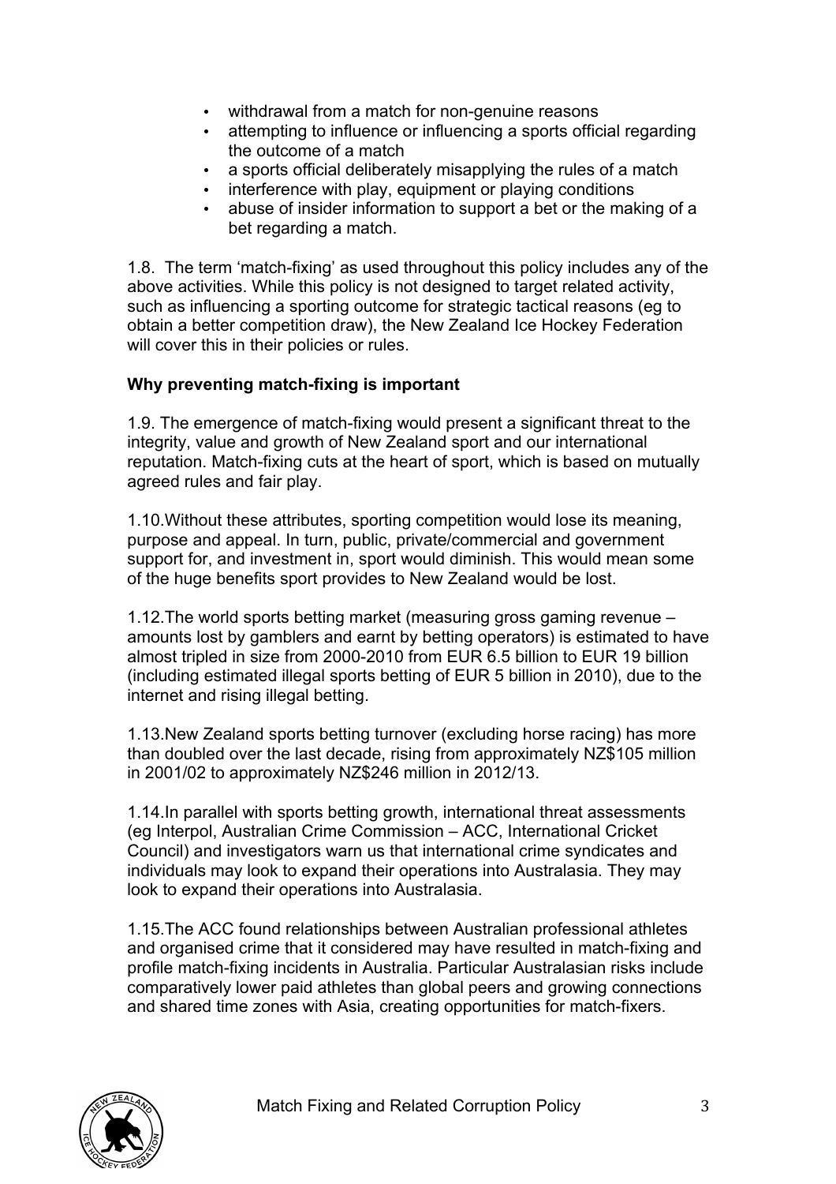- withdrawal from a match for non-genuine reasons
- attempting to influence or influencing a sports official regarding the outcome of a match
- a sports official deliberately misapplying the rules of a match
- interference with play, equipment or playing conditions
- abuse of insider information to support a bet or the making of a bet regarding a match.

1.8. The term 'match-fixing' as used throughout this policy includes any of the above activities. While this policy is not designed to target related activity, such as influencing a sporting outcome for strategic tactical reasons (eg to obtain a better competition draw), the New Zealand Ice Hockey Federation will cover this in their policies or rules.

**Why preventing match-fixing is important**

1.9. The emergence of match-fixing would present a significant threat to the integrity, value and growth of New Zealand sport and our international reputation. Match-fixing cuts at the heart of sport, which is based on mutually agreed rules and fair play.

1.10.Without these attributes, sporting competition would lose its meaning, purpose and appeal. In turn, public, private/commercial and government support for, and investment in, sport would diminish. This would mean some of the huge benefits sport provides to New Zealand would be lost.

1.12.The world sports betting market (measuring gross gaming revenue – amounts lost by gamblers and earnt by betting operators) is estimated to have almost tripled in size from 2000-2010 from EUR 6.5 billion to EUR 19 billion (including estimated illegal sports betting of EUR 5 billion in 2010), due to the internet and rising illegal betting.

1.13.New Zealand sports betting turnover (excluding horse racing) has more than doubled over the last decade, rising from approximately NZ$105 million in 2001/02 to approximately NZ$246 million in 2012/13.

1.14.In parallel with sports betting growth, international threat assessments (eg Interpol, Australian Crime Commission – ACC, International Cricket Council) and investigators warn us that international crime syndicates and individuals may look to expand their operations into Australasia. They may look to expand their operations into Australasia.

1.15.The ACC found relationships between Australian professional athletes and organised crime that it considered may have resulted in match-fixing and profile match-fixing incidents in Australia. Particular Australasian risks include comparatively lower paid athletes than global peers and growing connections and shared time zones with Asia, creating opportunities for match-fixers.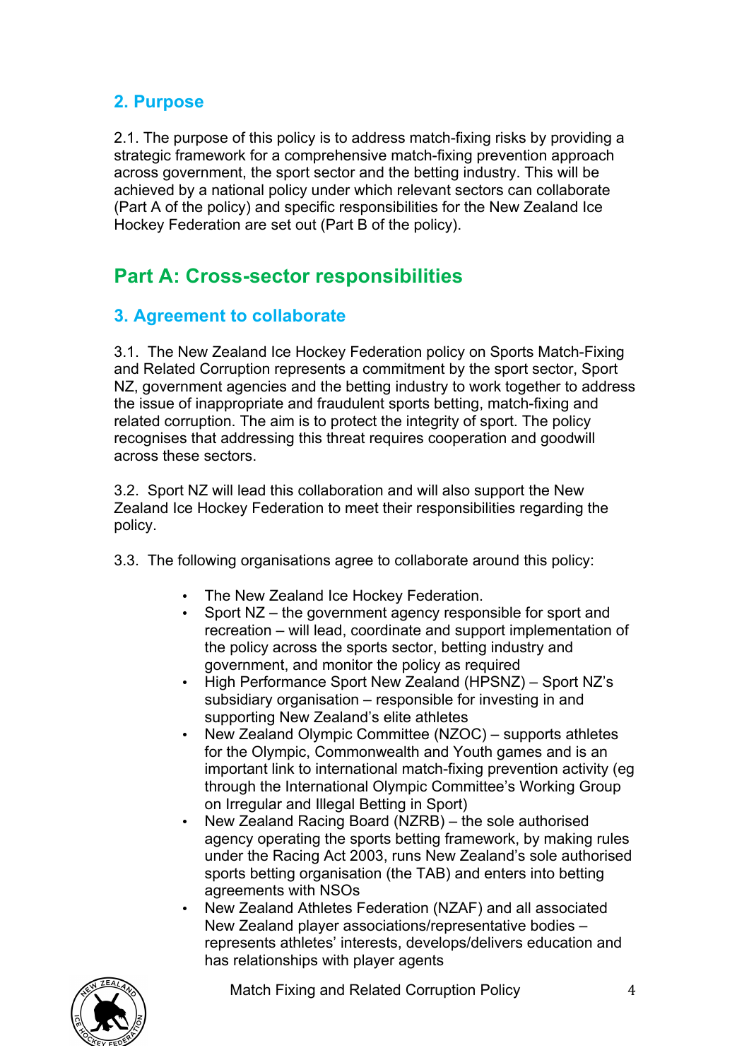## 2. Purpose

2.1. The purpose of this policy is to address match-fixing risks by providing a strategic framework for a comprehensive match-fixing prevention approach across government, the sport sector and the betting industry. This will be achieved by a national policy under which relevant sectors can collaborate (Part A of the policy) and specific responsibilities for the New Zealand Ice Hockey Federation are set out (Part B of the policy).

# Part A: Cross-sector responsibilities

## 3. Agreement to collaborate

3.1. The New Zealand Ice Hockey Federation policy on Sports Match-Fixing and Related Corruption represents a commitment by the sport sector, Sport NZ, government agencies and the betting industry to work together to address the issue of inappropriate and fraudulent sports betting, match-fixing and related corruption. The aim is to protect the integrity of sport. The policy recognises that addressing this threat requires cooperation and goodwill across these sectors.

3.2. Sport NZ will lead this collaboration and will also support the New Zealand Ice Hockey Federation to meet their responsibilities regarding the policy.

3.3. The following organisations agree to collaborate around this policy:

- The New Zealand Ice Hockey Federation.
- Sport NZ – the government agency responsible for sport and recreation – will lead, coordinate and support implementation of the policy across the sports sector, betting industry and government, and monitor the policy as required
- High Performance Sport New Zealand (HPSNZ) – Sport NZ's subsidiary organisation – responsible for investing in and supporting New Zealand's elite athletes
- New Zealand Olympic Committee (NZOC) – supports athletes for the Olympic, Commonwealth and Youth games and is an important link to international match-fixing prevention activity (eg through the International Olympic Committee's Working Group on Irregular and Illegal Betting in Sport)
- New Zealand Racing Board (NZRB) – the sole authorised agency operating the sports betting framework, by making rules under the Racing Act 2003, runs New Zealand's sole authorised sports betting organisation (the TAB) and enters into betting agreements with NSOs
- New Zealand Athletes Federation (NZAF) and all associated New Zealand player associations/representative bodies – represents athletes' interests, develops/delivers education and has relationships with player agents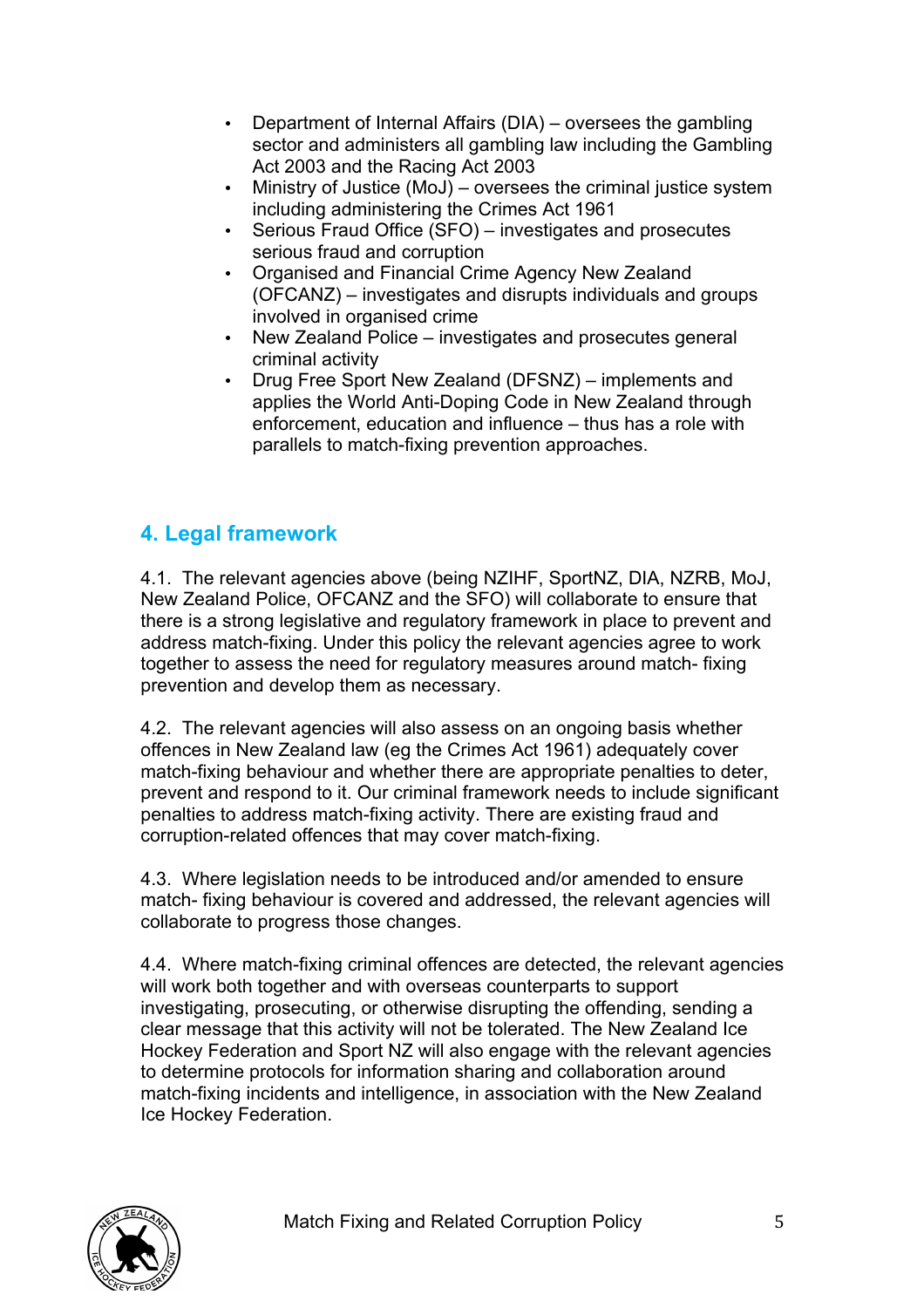- Department of Internal Affairs (DIA) – oversees the gambling sector and administers all gambling law including the Gambling Act 2003 and the Racing Act 2003
- Ministry of Justice (MoJ) – oversees the criminal justice system including administering the Crimes Act 1961
- Serious Fraud Office (SFO) – investigates and prosecutes serious fraud and corruption
- Organised and Financial Crime Agency New Zealand (OFCANZ) – investigates and disrupts individuals and groups involved in organised crime
- New Zealand Police – investigates and prosecutes general criminal activity
- Drug Free Sport New Zealand (DFSNZ) – implements and applies the World Anti-Doping Code in New Zealand through enforcement, education and influence – thus has a role with parallels to match-fixing prevention approaches.

## 4. Legal framework

4.1. The relevant agencies above (being NZIHF, SportNZ, DIA, NZRB, MoJ, New Zealand Police, OFCANZ and the SFO) will collaborate to ensure that there is a strong legislative and regulatory framework in place to prevent and address match-fixing. Under this policy the relevant agencies agree to work together to assess the need for regulatory measures around match- fixing prevention and develop them as necessary.

4.2. The relevant agencies will also assess on an ongoing basis whether offences in New Zealand law (eg the Crimes Act 1961) adequately cover match-fixing behaviour and whether there are appropriate penalties to deter, prevent and respond to it. Our criminal framework needs to include significant penalties to address match-fixing activity. There are existing fraud and corruption-related offences that may cover match-fixing.

4.3. Where legislation needs to be introduced and/or amended to ensure match- fixing behaviour is covered and addressed, the relevant agencies will collaborate to progress those changes.

4.4. Where match-fixing criminal offences are detected, the relevant agencies will work both together and with overseas counterparts to support investigating, prosecuting, or otherwise disrupting the offending, sending a clear message that this activity will not be tolerated. The New Zealand Ice Hockey Federation and Sport NZ will also engage with the relevant agencies to determine protocols for information sharing and collaboration around match-fixing incidents and intelligence, in association with the New Zealand Ice Hockey Federation.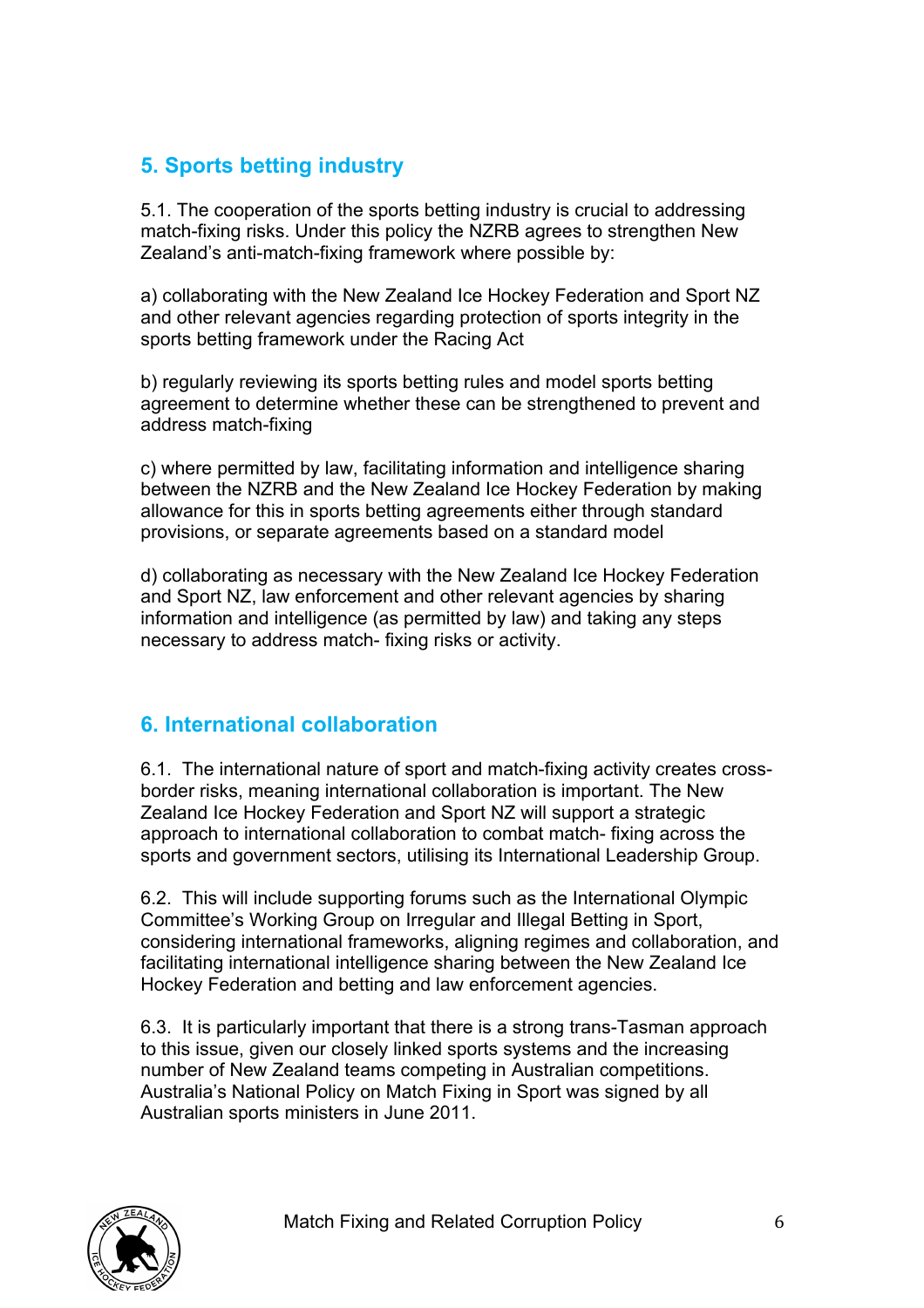## 5. Sports betting industry

5.1. The cooperation of the sports betting industry is crucial to addressing match-fixing risks. Under this policy the NZRB agrees to strengthen New Zealand's anti-match-fixing framework where possible by:

a) collaborating with the New Zealand Ice Hockey Federation and Sport NZ and other relevant agencies regarding protection of sports integrity in the sports betting framework under the Racing Act

b) regularly reviewing its sports betting rules and model sports betting agreement to determine whether these can be strengthened to prevent and address match-fixing

c) where permitted by law, facilitating information and intelligence sharing between the NZRB and the New Zealand Ice Hockey Federation by making allowance for this in sports betting agreements either through standard provisions, or separate agreements based on a standard model

d) collaborating as necessary with the New Zealand Ice Hockey Federation and Sport NZ, law enforcement and other relevant agencies by sharing information and intelligence (as permitted by law) and taking any steps necessary to address match- fixing risks or activity.

## 6. International collaboration

6.1. The international nature of sport and match-fixing activity creates cross-border risks, meaning international collaboration is important. The New Zealand Ice Hockey Federation and Sport NZ will support a strategic approach to international collaboration to combat match- fixing across the sports and government sectors, utilising its International Leadership Group.

6.2. This will include supporting forums such as the International Olympic Committee's Working Group on Irregular and Illegal Betting in Sport, considering international frameworks, aligning regimes and collaboration, and facilitating international intelligence sharing between the New Zealand Ice Hockey Federation and betting and law enforcement agencies.

6.3. It is particularly important that there is a strong trans-Tasman approach to this issue, given our closely linked sports systems and the increasing number of New Zealand teams competing in Australian competitions. Australia's National Policy on Match Fixing in Sport was signed by all Australian sports ministers in June 2011.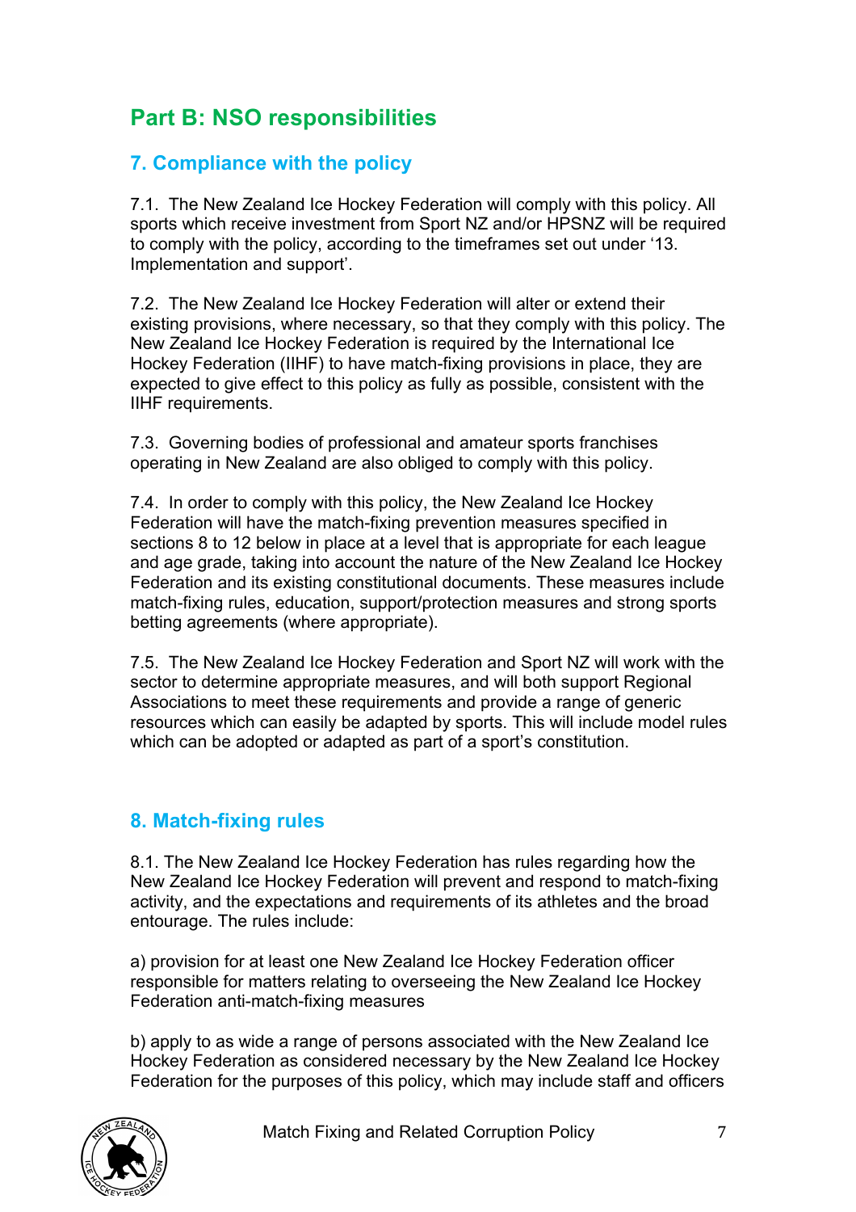## Part B: NSO responsibilities

### 7. Compliance with the policy

7.1. The New Zealand Ice Hockey Federation will comply with this policy. All sports which receive investment from Sport NZ and/or HPSNZ will be required to comply with the policy, according to the timeframes set out under '13. Implementation and support'.

7.2. The New Zealand Ice Hockey Federation will alter or extend their existing provisions, where necessary, so that they comply with this policy. The New Zealand Ice Hockey Federation is required by the International Ice Hockey Federation (IIHF) to have match-fixing provisions in place, they are expected to give effect to this policy as fully as possible, consistent with the IIHF requirements.

7.3. Governing bodies of professional and amateur sports franchises operating in New Zealand are also obliged to comply with this policy.

7.4. In order to comply with this policy, the New Zealand Ice Hockey Federation will have the match-fixing prevention measures specified in sections 8 to 12 below in place at a level that is appropriate for each league and age grade, taking into account the nature of the New Zealand Ice Hockey Federation and its existing constitutional documents. These measures include match-fixing rules, education, support/protection measures and strong sports betting agreements (where appropriate).

7.5. The New Zealand Ice Hockey Federation and Sport NZ will work with the sector to determine appropriate measures, and will both support Regional Associations to meet these requirements and provide a range of generic resources which can easily be adapted by sports. This will include model rules which can be adopted or adapted as part of a sport's constitution.

### 8. Match-fixing rules

8.1. The New Zealand Ice Hockey Federation has rules regarding how the New Zealand Ice Hockey Federation will prevent and respond to match-fixing activity, and the expectations and requirements of its athletes and the broad entourage. The rules include:

a) provision for at least one New Zealand Ice Hockey Federation officer responsible for matters relating to overseeing the New Zealand Ice Hockey Federation anti-match-fixing measures

b) apply to as wide a range of persons associated with the New Zealand Ice Hockey Federation as considered necessary by the New Zealand Ice Hockey Federation for the purposes of this policy, which may include staff and officers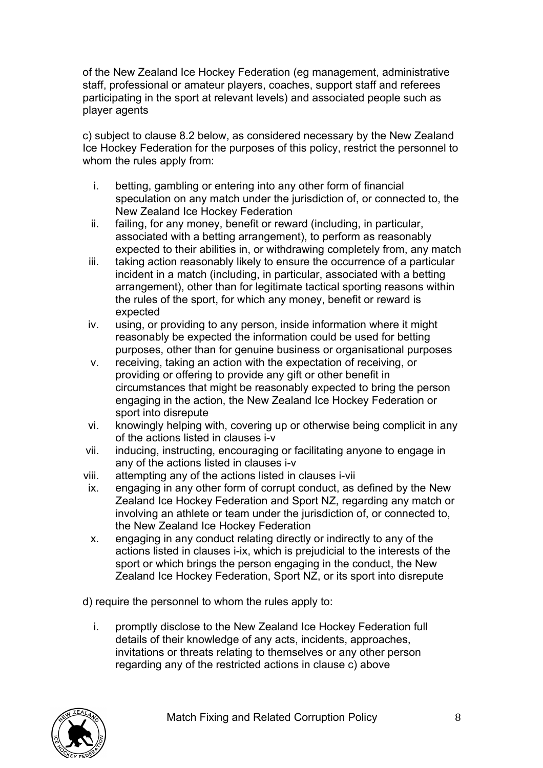of the New Zealand Ice Hockey Federation (eg management, administrative staff, professional or amateur players, coaches, support staff and referees participating in the sport at relevant levels) and associated people such as player agents

c) subject to clause 8.2 below, as considered necessary by the New Zealand Ice Hockey Federation for the purposes of this policy, restrict the personnel to whom the rules apply from:

i. betting, gambling or entering into any other form of financial speculation on any match under the jurisdiction of, or connected to, the New Zealand Ice Hockey Federation
ii. failing, for any money, benefit or reward (including, in particular, associated with a betting arrangement), to perform as reasonably expected to their abilities in, or withdrawing completely from, any match
iii. taking action reasonably likely to ensure the occurrence of a particular incident in a match (including, in particular, associated with a betting arrangement), other than for legitimate tactical sporting reasons within the rules of the sport, for which any money, benefit or reward is expected
iv. using, or providing to any person, inside information where it might reasonably be expected the information could be used for betting purposes, other than for genuine business or organisational purposes
v. receiving, taking an action with the expectation of receiving, or providing or offering to provide any gift or other benefit in circumstances that might be reasonably expected to bring the person engaging in the action, the New Zealand Ice Hockey Federation or sport into disrepute
vi. knowingly helping with, covering up or otherwise being complicit in any of the actions listed in clauses i-v
vii. inducing, instructing, encouraging or facilitating anyone to engage in any of the actions listed in clauses i-v
viii. attempting any of the actions listed in clauses i-vii
ix. engaging in any other form of corrupt conduct, as defined by the New Zealand Ice Hockey Federation and Sport NZ, regarding any match or involving an athlete or team under the jurisdiction of, or connected to, the New Zealand Ice Hockey Federation
x. engaging in any conduct relating directly or indirectly to any of the actions listed in clauses i-ix, which is prejudicial to the interests of the sport or which brings the person engaging in the conduct, the New Zealand Ice Hockey Federation, Sport NZ, or its sport into disrepute

d) require the personnel to whom the rules apply to:

i. promptly disclose to the New Zealand Ice Hockey Federation full details of their knowledge of any acts, incidents, approaches, invitations or threats relating to themselves or any other person regarding any of the restricted actions in clause c) above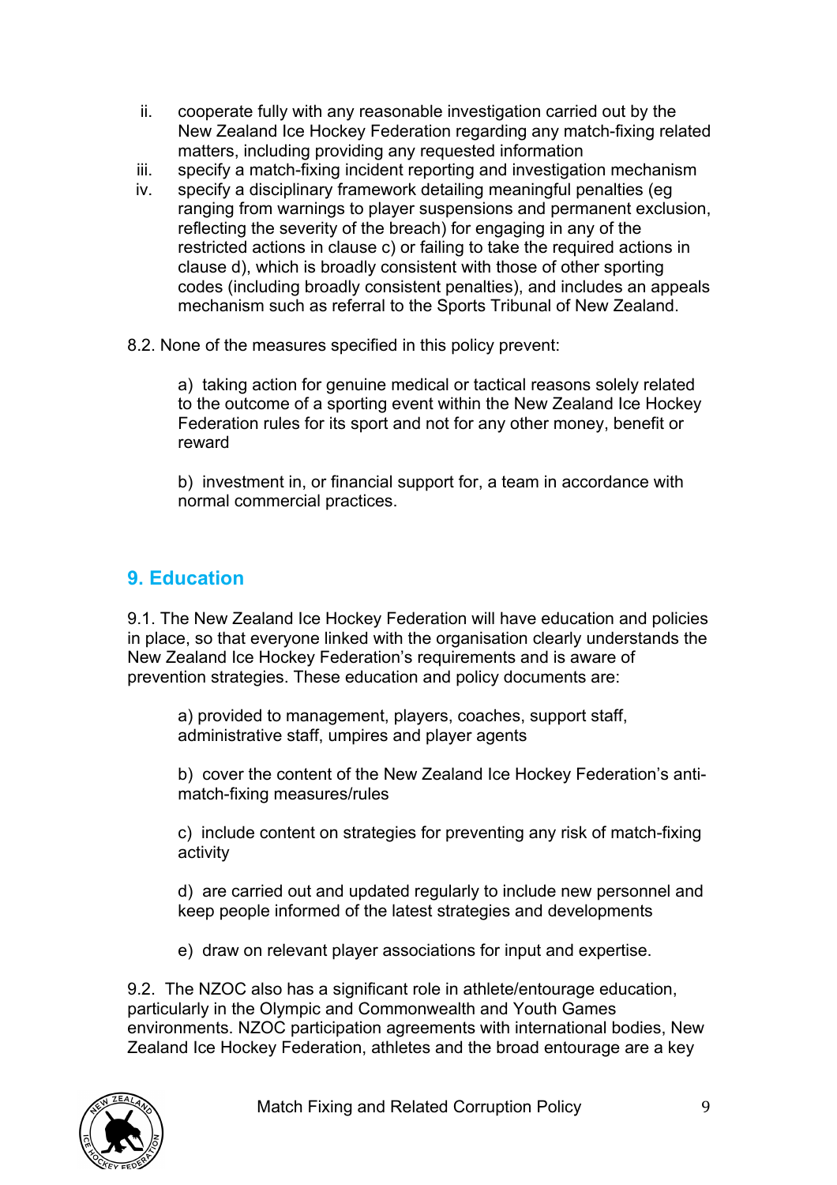ii. cooperate fully with any reasonable investigation carried out by the New Zealand Ice Hockey Federation regarding any match-fixing related matters, including providing any requested information
iii. specify a match-fixing incident reporting and investigation mechanism
iv. specify a disciplinary framework detailing meaningful penalties (eg ranging from warnings to player suspensions and permanent exclusion, reflecting the severity of the breach) for engaging in any of the restricted actions in clause c) or failing to take the required actions in clause d), which is broadly consistent with those of other sporting codes (including broadly consistent penalties), and includes an appeals mechanism such as referral to the Sports Tribunal of New Zealand.

8.2. None of the measures specified in this policy prevent:

a) taking action for genuine medical or tactical reasons solely related to the outcome of a sporting event within the New Zealand Ice Hockey Federation rules for its sport and not for any other money, benefit or reward

b) investment in, or financial support for, a team in accordance with normal commercial practices.

## 9. Education

9.1. The New Zealand Ice Hockey Federation will have education and policies in place, so that everyone linked with the organisation clearly understands the New Zealand Ice Hockey Federation's requirements and is aware of prevention strategies. These education and policy documents are:

a) provided to management, players, coaches, support staff, administrative staff, umpires and player agents

b) cover the content of the New Zealand Ice Hockey Federation's anti-match-fixing measures/rules

c) include content on strategies for preventing any risk of match-fixing activity

d) are carried out and updated regularly to include new personnel and keep people informed of the latest strategies and developments

e) draw on relevant player associations for input and expertise.

9.2. The NZOC also has a significant role in athlete/entourage education, particularly in the Olympic and Commonwealth and Youth Games environments. NZOC participation agreements with international bodies, New Zealand Ice Hockey Federation, athletes and the broad entourage are a key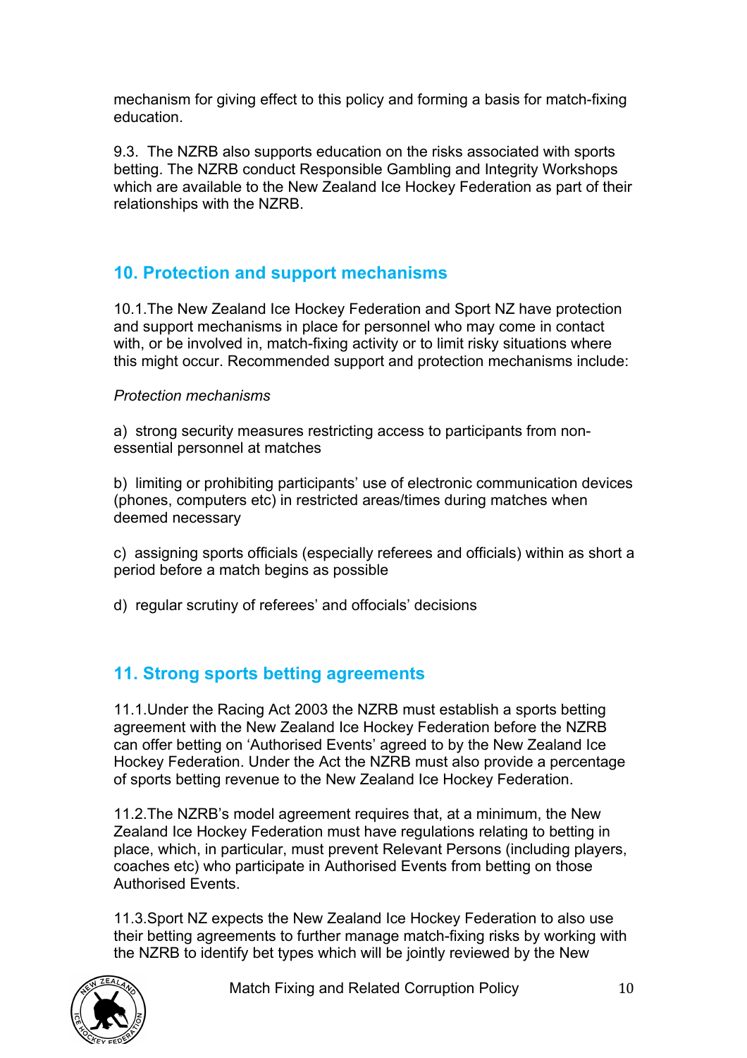mechanism for giving effect to this policy and forming a basis for match-fixing education.

9.3. The NZRB also supports education on the risks associated with sports betting. The NZRB conduct Responsible Gambling and Integrity Workshops which are available to the New Zealand Ice Hockey Federation as part of their relationships with the NZRB.

## 10. Protection and support mechanisms

10.1.The New Zealand Ice Hockey Federation and Sport NZ have protection and support mechanisms in place for personnel who may come in contact with, or be involved in, match-fixing activity or to limit risky situations where this might occur. Recommended support and protection mechanisms include:

*Protection mechanisms*

a) strong security measures restricting access to participants from non-essential personnel at matches

b) limiting or prohibiting participants' use of electronic communication devices (phones, computers etc) in restricted areas/times during matches when deemed necessary

c) assigning sports officials (especially referees and officials) within as short a period before a match begins as possible

d) regular scrutiny of referees' and offocials' decisions

## 11. Strong sports betting agreements

11.1.Under the Racing Act 2003 the NZRB must establish a sports betting agreement with the New Zealand Ice Hockey Federation before the NZRB can offer betting on 'Authorised Events' agreed to by the New Zealand Ice Hockey Federation. Under the Act the NZRB must also provide a percentage of sports betting revenue to the New Zealand Ice Hockey Federation.

11.2.The NZRB's model agreement requires that, at a minimum, the New Zealand Ice Hockey Federation must have regulations relating to betting in place, which, in particular, must prevent Relevant Persons (including players, coaches etc) who participate in Authorised Events from betting on those Authorised Events.

11.3.Sport NZ expects the New Zealand Ice Hockey Federation to also use their betting agreements to further manage match-fixing risks by working with the NZRB to identify bet types which will be jointly reviewed by the New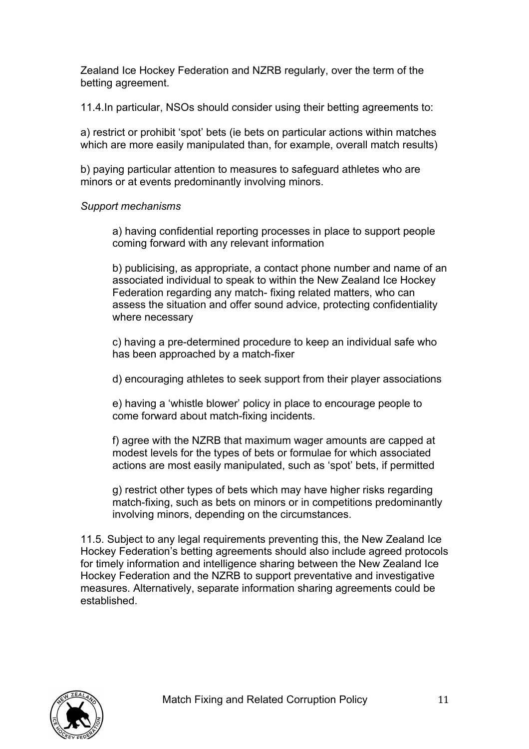Zealand Ice Hockey Federation and NZRB regularly, over the term of the betting agreement.

11.4.In particular, NSOs should consider using their betting agreements to:

a) restrict or prohibit 'spot' bets (ie bets on particular actions within matches which are more easily manipulated than, for example, overall match results)

b) paying particular attention to measures to safeguard athletes who are minors or at events predominantly involving minors.

*Support mechanisms*

> a) having confidential reporting processes in place to support people coming forward with any relevant information
>
> b) publicising, as appropriate, a contact phone number and name of an associated individual to speak to within the New Zealand Ice Hockey Federation regarding any match- fixing related matters, who can assess the situation and offer sound advice, protecting confidentiality where necessary
>
> c) having a pre-determined procedure to keep an individual safe who has been approached by a match-fixer
>
> d) encouraging athletes to seek support from their player associations
>
> e) having a 'whistle blower' policy in place to encourage people to come forward about match-fixing incidents.
>
> f) agree with the NZRB that maximum wager amounts are capped at modest levels for the types of bets or formulae for which associated actions are most easily manipulated, such as 'spot' bets, if permitted
>
> g) restrict other types of bets which may have higher risks regarding match-fixing, such as bets on minors or in competitions predominantly involving minors, depending on the circumstances.

11.5. Subject to any legal requirements preventing this, the New Zealand Ice Hockey Federation's betting agreements should also include agreed protocols for timely information and intelligence sharing between the New Zealand Ice Hockey Federation and the NZRB to support preventative and investigative measures. Alternatively, separate information sharing agreements could be established.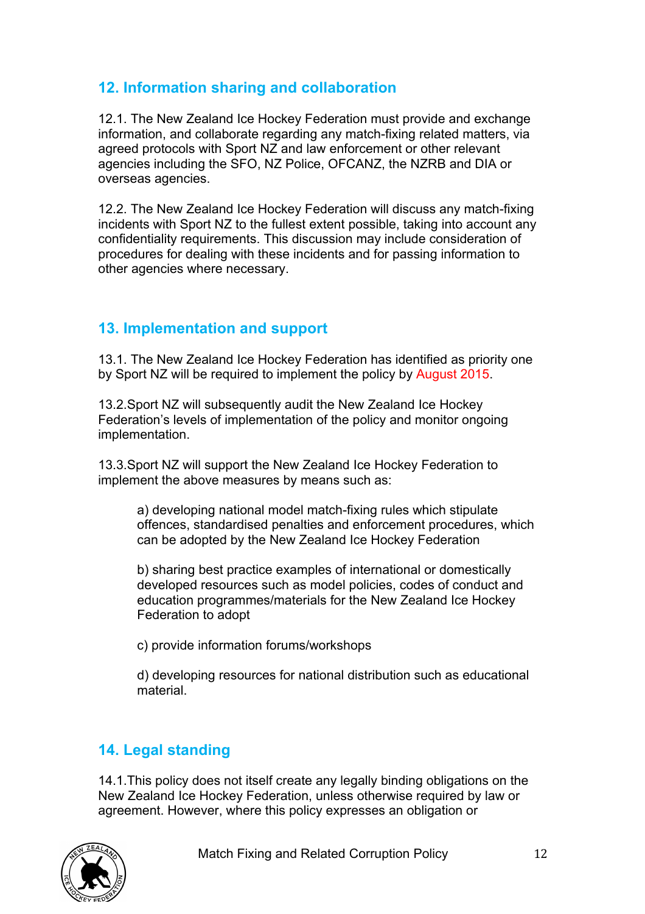## 12. Information sharing and collaboration

12.1. The New Zealand Ice Hockey Federation must provide and exchange information, and collaborate regarding any match-fixing related matters, via agreed protocols with Sport NZ and law enforcement or other relevant agencies including the SFO, NZ Police, OFCANZ, the NZRB and DIA or overseas agencies.

12.2. The New Zealand Ice Hockey Federation will discuss any match-fixing incidents with Sport NZ to the fullest extent possible, taking into account any confidentiality requirements. This discussion may include consideration of procedures for dealing with these incidents and for passing information to other agencies where necessary.

## 13. Implementation and support

13.1. The New Zealand Ice Hockey Federation has identified as priority one by Sport NZ will be required to implement the policy by August 2015.

13.2.Sport NZ will subsequently audit the New Zealand Ice Hockey Federation's levels of implementation of the policy and monitor ongoing implementation.

13.3.Sport NZ will support the New Zealand Ice Hockey Federation to implement the above measures by means such as:

> a) developing national model match-fixing rules which stipulate offences, standardised penalties and enforcement procedures, which can be adopted by the New Zealand Ice Hockey Federation
>
> b) sharing best practice examples of international or domestically developed resources such as model policies, codes of conduct and education programmes/materials for the New Zealand Ice Hockey Federation to adopt
>
> c) provide information forums/workshops
>
> d) developing resources for national distribution such as educational material.

## 14. Legal standing

14.1.This policy does not itself create any legally binding obligations on the New Zealand Ice Hockey Federation, unless otherwise required by law or agreement. However, where this policy expresses an obligation or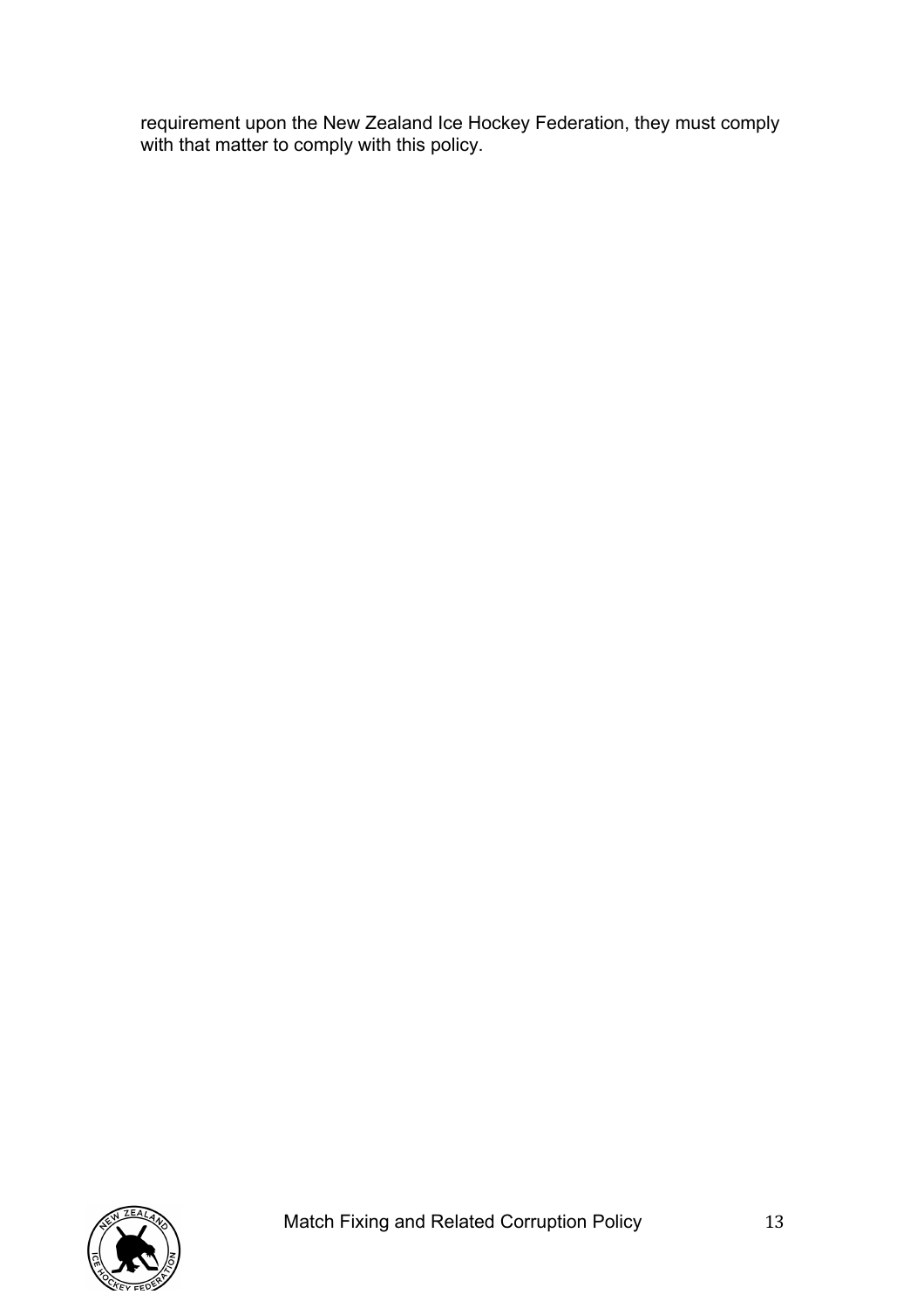requirement upon the New Zealand Ice Hockey Federation, they must comply with that matter to comply with this policy.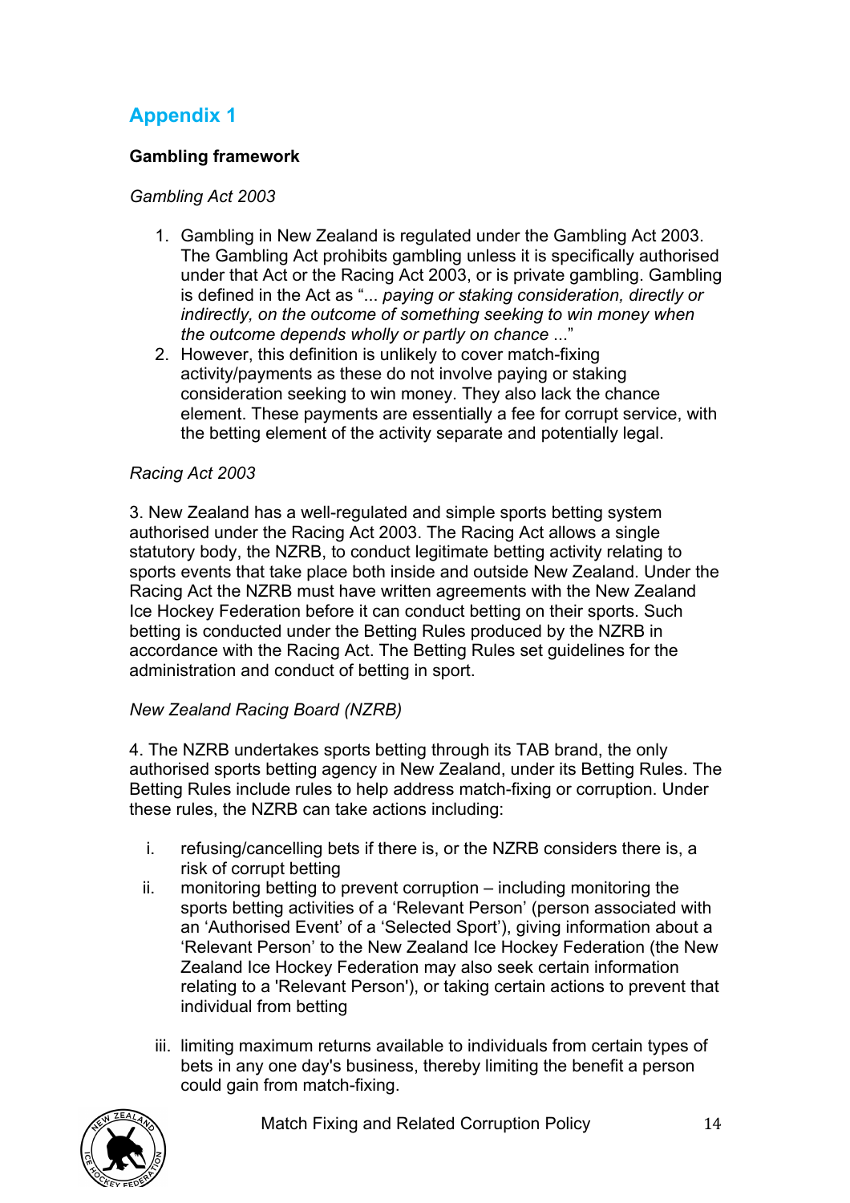## Appendix 1

**Gambling framework**

*Gambling Act 2003*

1. Gambling in New Zealand is regulated under the Gambling Act 2003. The Gambling Act prohibits gambling unless it is specifically authorised under that Act or the Racing Act 2003, or is private gambling. Gambling is defined in the Act as "... *paying or staking consideration, directly or indirectly, on the outcome of something seeking to win money when the outcome depends wholly or partly on chance* ..."
2. However, this definition is unlikely to cover match-fixing activity/payments as these do not involve paying or staking consideration seeking to win money. They also lack the chance element. These payments are essentially a fee for corrupt service, with the betting element of the activity separate and potentially legal.

*Racing Act 2003*

3. New Zealand has a well-regulated and simple sports betting system authorised under the Racing Act 2003. The Racing Act allows a single statutory body, the NZRB, to conduct legitimate betting activity relating to sports events that take place both inside and outside New Zealand. Under the Racing Act the NZRB must have written agreements with the New Zealand Ice Hockey Federation before it can conduct betting on their sports. Such betting is conducted under the Betting Rules produced by the NZRB in accordance with the Racing Act. The Betting Rules set guidelines for the administration and conduct of betting in sport.

*New Zealand Racing Board (NZRB)*

4. The NZRB undertakes sports betting through its TAB brand, the only authorised sports betting agency in New Zealand, under its Betting Rules. The Betting Rules include rules to help address match-fixing or corruption. Under these rules, the NZRB can take actions including:

i. refusing/cancelling bets if there is, or the NZRB considers there is, a risk of corrupt betting
ii. monitoring betting to prevent corruption – including monitoring the sports betting activities of a 'Relevant Person' (person associated with an 'Authorised Event' of a 'Selected Sport'), giving information about a 'Relevant Person' to the New Zealand Ice Hockey Federation (the New Zealand Ice Hockey Federation may also seek certain information relating to a 'Relevant Person'), or taking certain actions to prevent that individual from betting
iii. limiting maximum returns available to individuals from certain types of bets in any one day's business, thereby limiting the benefit a person could gain from match-fixing.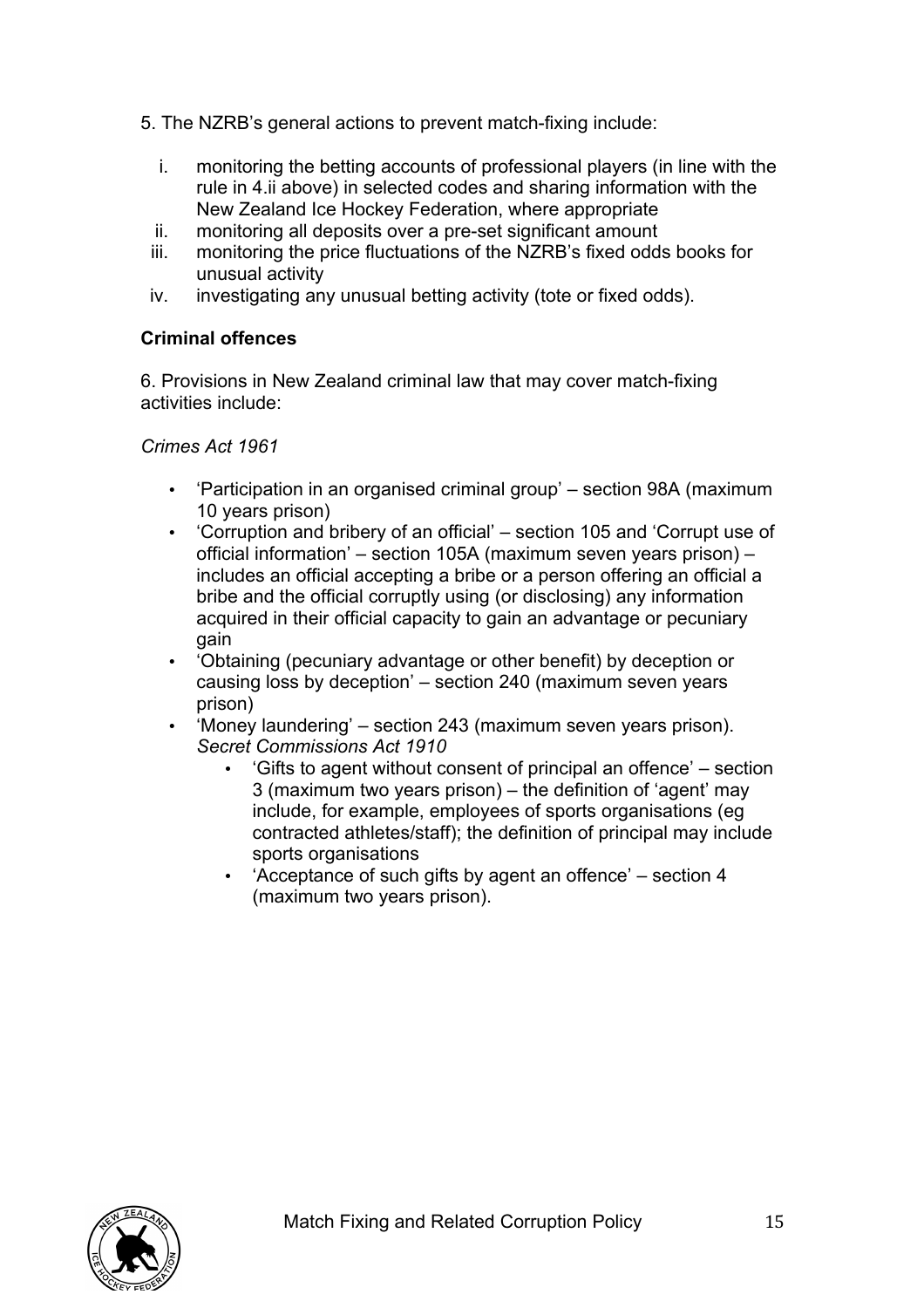5. The NZRB's general actions to prevent match-fixing include:

i. monitoring the betting accounts of professional players (in line with the rule in 4.ii above) in selected codes and sharing information with the New Zealand Ice Hockey Federation, where appropriate
ii. monitoring all deposits over a pre-set significant amount
iii. monitoring the price fluctuations of the NZRB's fixed odds books for unusual activity
iv. investigating any unusual betting activity (tote or fixed odds).

**Criminal offences**

6. Provisions in New Zealand criminal law that may cover match-fixing activities include:

*Crimes Act 1961*

- 'Participation in an organised criminal group' – section 98A (maximum 10 years prison)
- 'Corruption and bribery of an official' – section 105 and 'Corrupt use of official information' – section 105A (maximum seven years prison) – includes an official accepting a bribe or a person offering an official a bribe and the official corruptly using (or disclosing) any information acquired in their official capacity to gain an advantage or pecuniary gain
- 'Obtaining (pecuniary advantage or other benefit) by deception or causing loss by deception' – section 240 (maximum seven years prison)
- 'Money laundering' – section 243 (maximum seven years prison).

*Secret Commissions Act 1910*

- 'Gifts to agent without consent of principal an offence' – section 3 (maximum two years prison) – the definition of 'agent' may include, for example, employees of sports organisations (eg contracted athletes/staff); the definition of principal may include sports organisations
- 'Acceptance of such gifts by agent an offence' – section 4 (maximum two years prison).